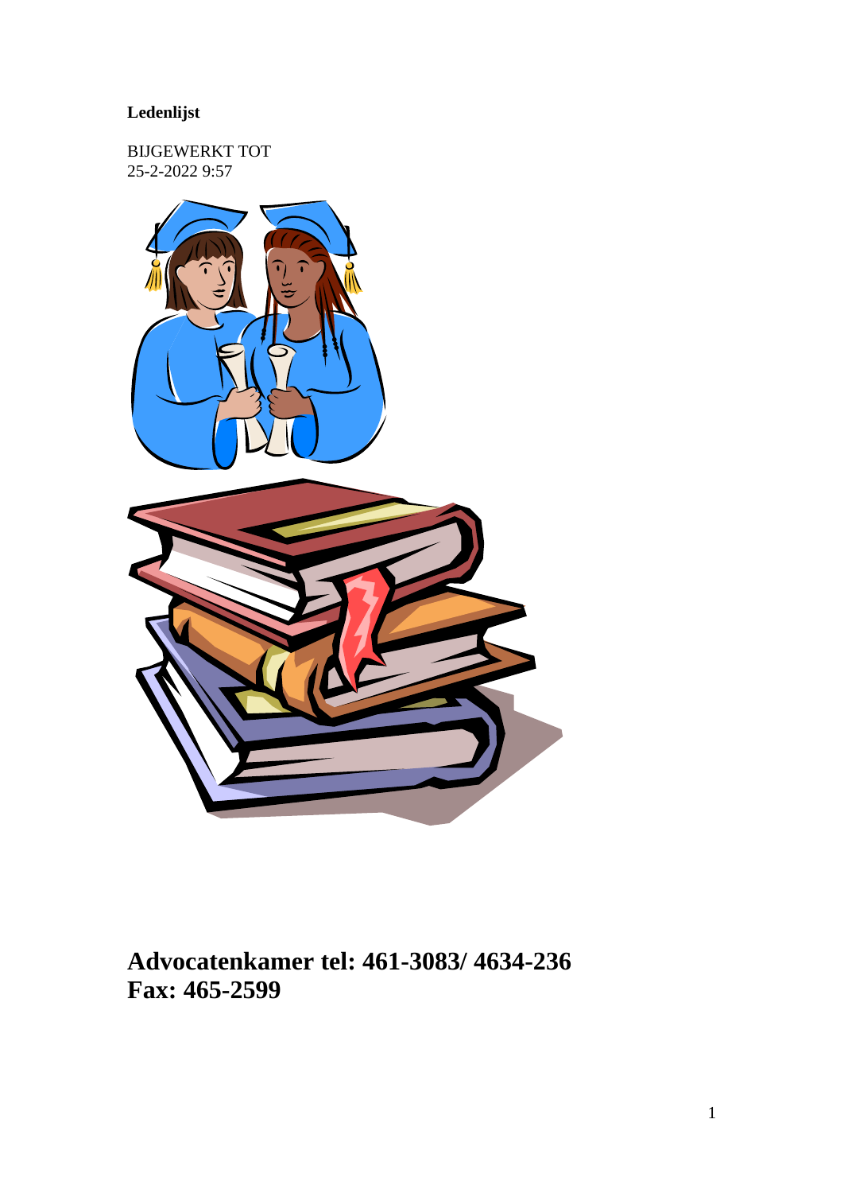**Ledenlijst**

BIJGEWERKT TOT
25-2-2022 9:57

## Advocatenkamer tel: 461-3083/ 4634-236
## Fax: 465-2599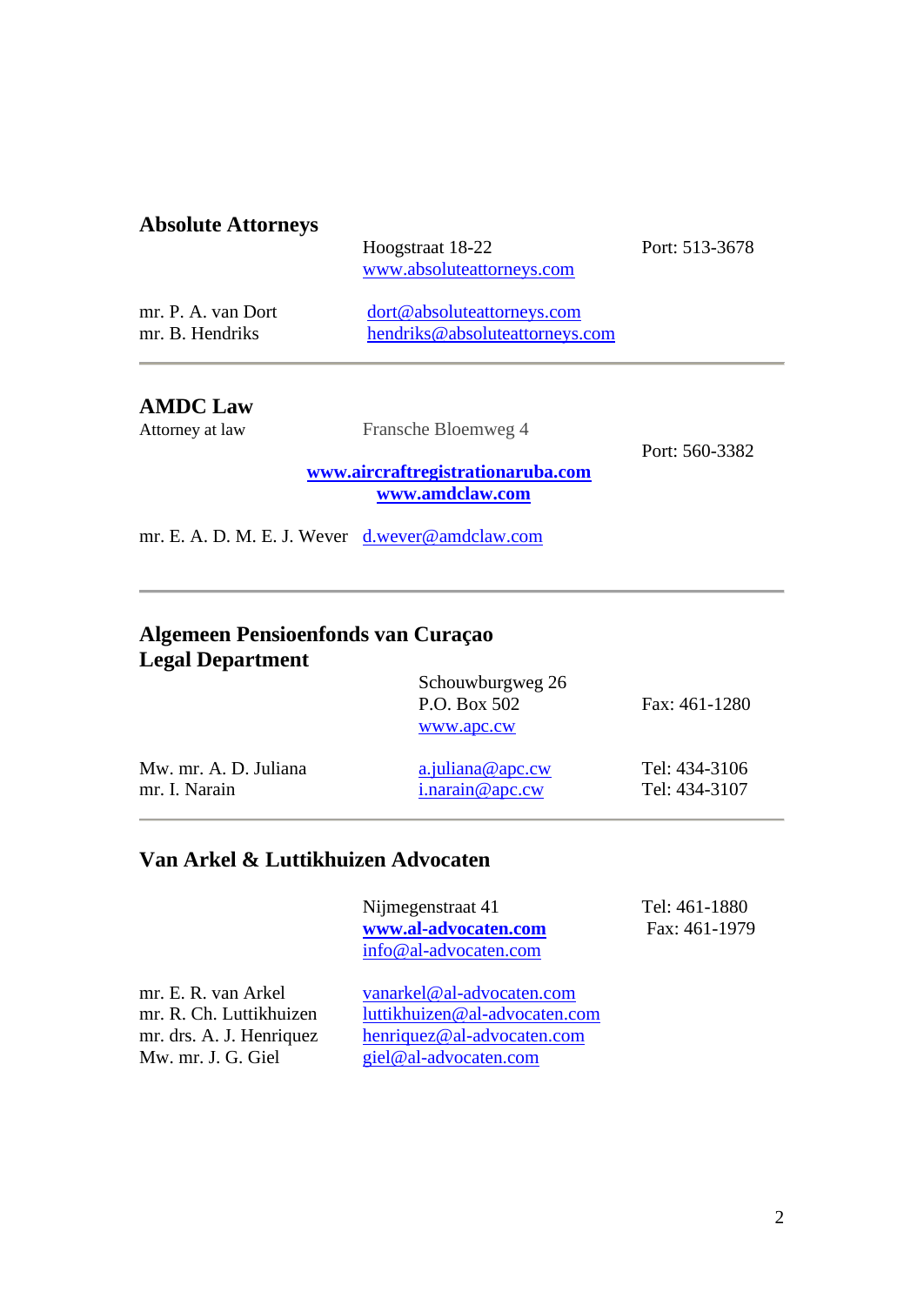## Absolute Attorneys

Hoogstraat 18-22 Port: 513-3678
www.absoluteattorneys.com

mr. P. A. van Dort dort@absoluteattorneys.com
mr. B. Hendriks hendriks@absoluteattorneys.com

---

## AMDC Law

Attorney at law

Fransche Bloemweg 4 Port: 560-3382

**www.aircraftregistrationaruba.com**
**www.amdclaw.com**

mr. E. A. D. M. E. J. Wever d.wever@amdclaw.com

---

## Algemeen Pensioenfonds van Curaçao Legal Department

Schouwburgweg 26
P.O. Box 502 Fax: 461-1280
www.apc.cw

Mw. mr. A. D. Juliana a.juliana@apc.cw Tel: 434-3106
mr. I. Narain i.narain@apc.cw Tel: 434-3107

---

## Van Arkel & Luttikhuizen Advocaten

Nijmegenstraat 41 Tel: 461-1880
**www.al-advocaten.com** Fax: 461-1979
info@al-advocaten.com

mr. E. R. van Arkel vanarkel@al-advocaten.com
mr. R. Ch. Luttikhuizen luttikhuizen@al-advocaten.com
mr. drs. A. J. Henriquez henriquez@al-advocaten.com
Mw. mr. J. G. Giel giel@al-advocaten.com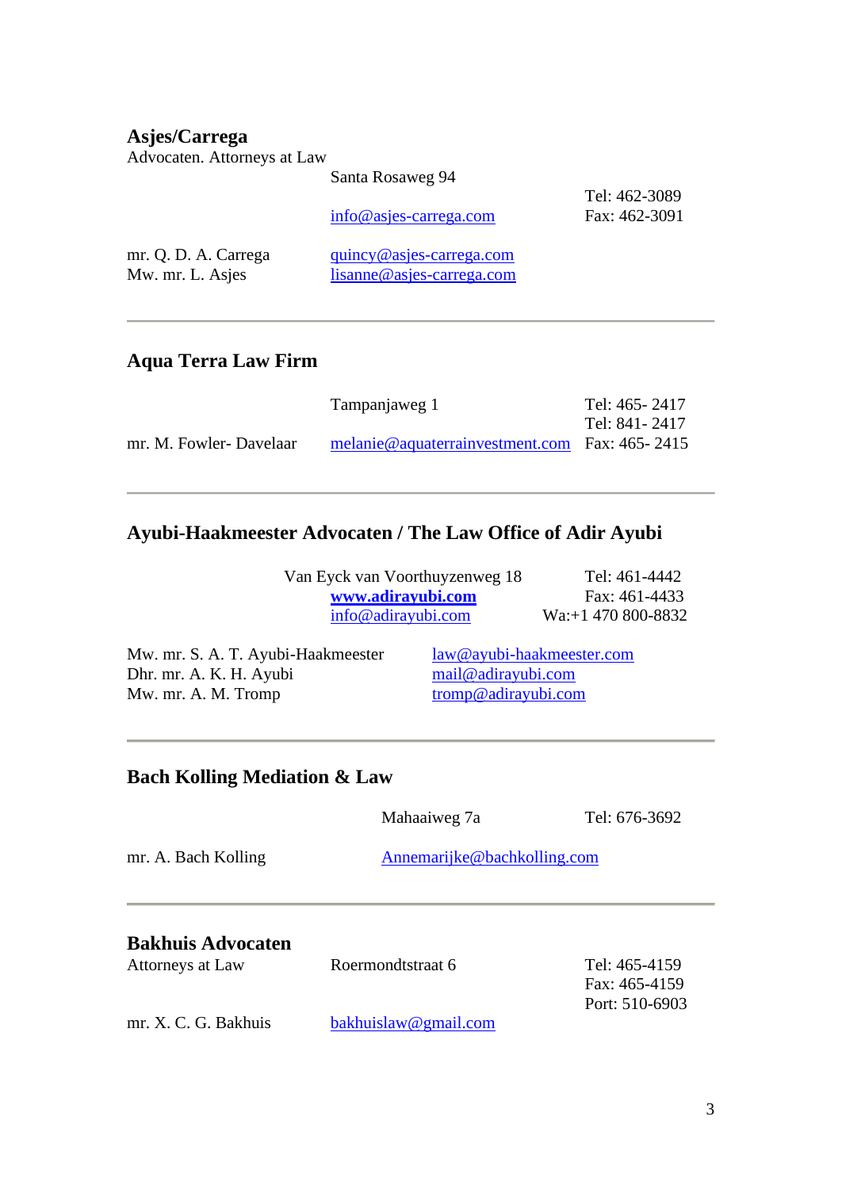## Asjes/Carrega

Advocaten. Attorneys at Law

Santa Rosaweg 94

info@asjes-carrega.com

Tel: 462-3089
Fax: 462-3091

mr. Q. D. A. Carrega — quincy@asjes-carrega.com
Mw. mr. L. Asjes — lisanne@asjes-carrega.com

---

## Aqua Terra Law Firm

Tampanjaweg 1

Tel: 465- 2417
Tel: 841- 2417
Fax: 465- 2415

mr. M. Fowler- Davelaar — melanie@aquaterrainvestment.com

---

## Ayubi-Haakmeester Advocaten / The Law Office of Adir Ayubi

Van Eyck van Voorthuyzenweg 18
**www.adirayubi.com**
info@adirayubi.com

Tel: 461-4442
Fax: 461-4433
Wa:+1 470 800-8832

Mw. mr. S. A. T. Ayubi-Haakmeester — law@ayubi-haakmeester.com
Dhr. mr. A. K. H. Ayubi — mail@adirayubi.com
Mw. mr. A. M. Tromp — tromp@adirayubi.com

---

## Bach Kolling Mediation & Law

Mahaaiweg 7a

Tel: 676-3692

mr. A. Bach Kolling — Annemarijke@bachkolling.com

---

## Bakhuis Advocaten

Attorneys at Law

Roermondtstraat 6

Tel: 465-4159
Fax: 465-4159
Port: 510-6903

mr. X. C. G. Bakhuis — bakhuislaw@gmail.com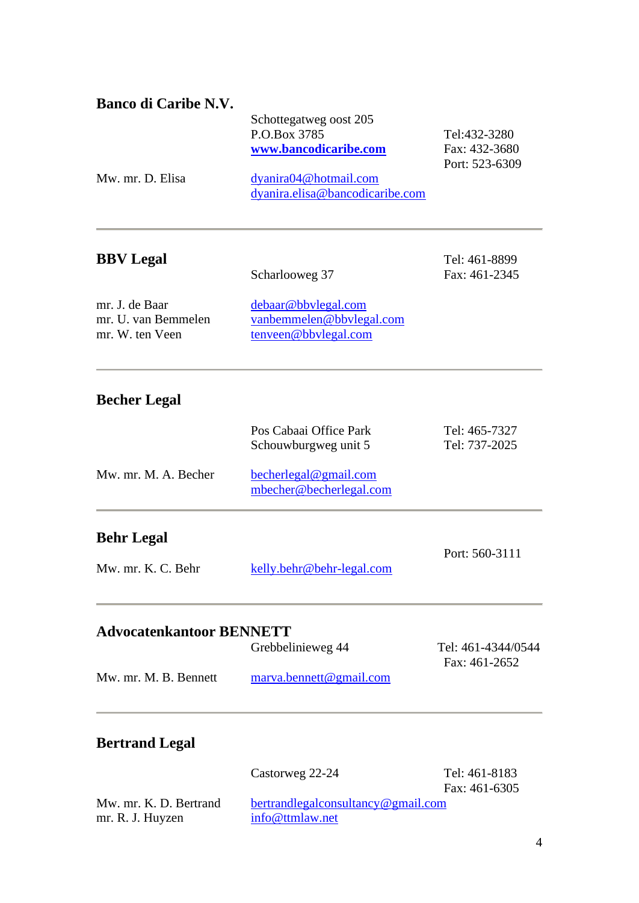**Banco di Caribe N.V.**

Schottegatweg oost 205
P.O.Box 3785
**www.bancodicaribe.com**

Tel:432-3280
Fax: 432-3680
Port: 523-6309

Mw. mr. D. Elisa

dyanira04@hotmail.com
dyanira.elisa@bancodicaribe.com

---

**BBV Legal**

Scharlooweg 37

Tel: 461-8899
Fax: 461-2345

mr. J. de Baar — debaar@bbvlegal.com
mr. U. van Bemmelen — vanbemmelen@bbvlegal.com
mr. W. ten Veen — tenveen@bbvlegal.com

---

**Becher Legal**

Pos Cabaai Office Park
Schouwburgweg unit 5

Tel: 465-7327
Tel: 737-2025

Mw. mr. M. A. Becher

becherlegal@gmail.com
mbecher@becherlegal.com

---

**Behr Legal**

Port: 560-3111

Mw. mr. K. C. Behr — kelly.behr@behr-legal.com

---

**Advocatenkantoor BENNETT**

Grebbelinieweg 44

Tel: 461-4344/0544
Fax: 461-2652

Mw. mr. M. B. Bennett — marva.bennett@gmail.com

---

**Bertrand Legal**

Castorweg 22-24

Tel: 461-8183
Fax: 461-6305

Mw. mr. K. D. Bertrand — bertrandlegalconsultancy@gmail.com
mr. R. J. Huyzen — info@ttmlaw.net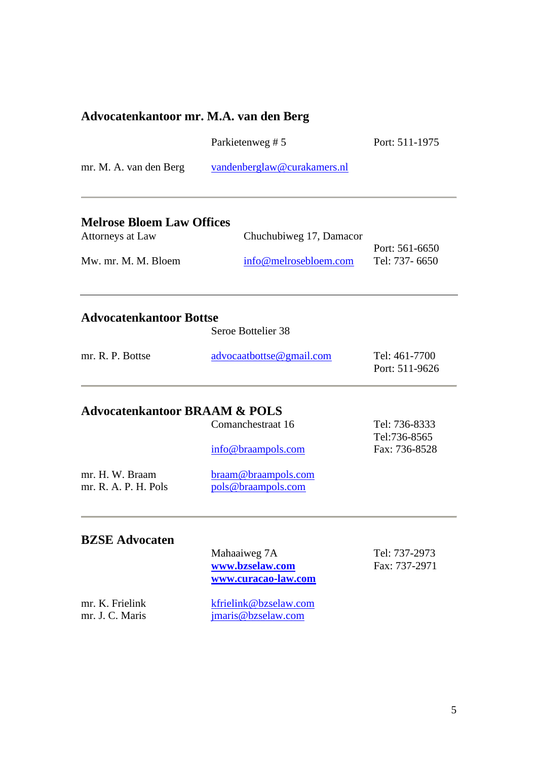## Advocatenkantoor mr. M.A. van den Berg

Parkietenweg # 5 — Port: 511-1975

mr. M. A. van den Berg — vandenberglaw@curakamers.nl

---

## Melrose Bloem Law Offices

Attorneys at Law — Chuchubiweg 17, Damacor

Port: 561-6650

Mw. mr. M. M. Bloem — info@melrosebloem.com — Tel: 737- 6650

---

## Advocatenkantoor Bottse

Seroe Bottelier 38

mr. R. P. Bottse — advocaatbottse@gmail.com — Tel: 461-7700
Port: 511-9626

---

## Advocatenkantoor BRAAM & POLS

Comanchestraat 16 — Tel: 736-8333
Tel:736-8565

info@braampols.com — Fax: 736-8528

mr. H. W. Braam — braam@braampols.com
mr. R. A. P. H. Pols — pols@braampols.com

---

## BZSE Advocaten

Mahaaiweg 7A — Tel: 737-2973
**www.bzselaw.com** — Fax: 737-2971
**www.curacao-law.com**

mr. K. Frielink — kfrielink@bzselaw.com
mr. J. C. Maris — jmaris@bzselaw.com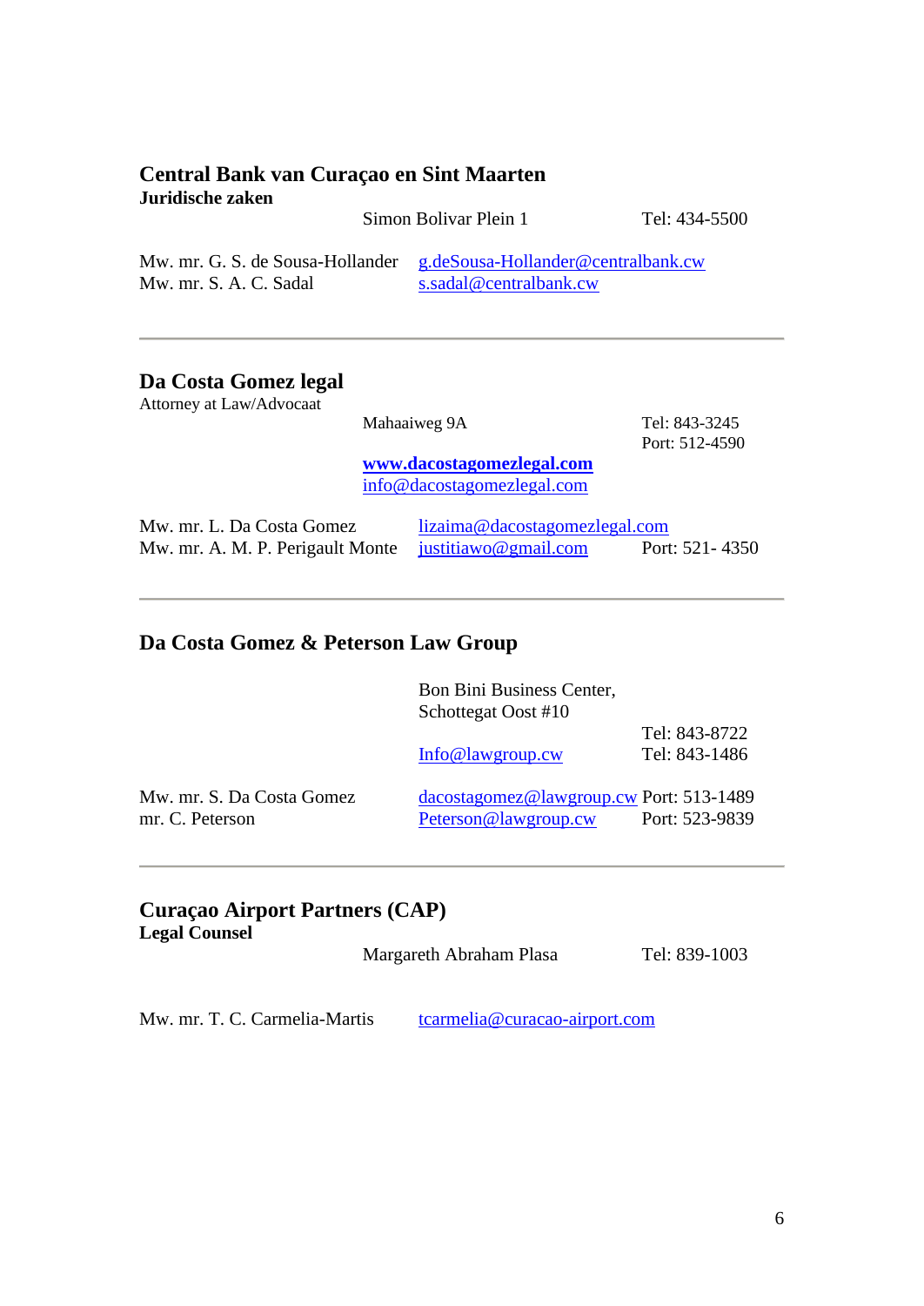## Central Bank van Curaçao en Sint Maarten

**Juridische zaken**

Simon Bolivar Plein 1 — Tel: 434-5500

Mw. mr. G. S. de Sousa-Hollander — g.deSousa-Hollander@centralbank.cw
Mw. mr. S. A. C. Sadal — s.sadal@centralbank.cw

---

## Da Costa Gomez legal

Attorney at Law/Advocaat

Mahaaiweg 9A — Tel: 843-3245
Port: 512-4590

**www.dacostagomezlegal.com**
info@dacostagomezlegal.com

Mw. mr. L. Da Costa Gomez — lizaima@dacostagomezlegal.com
Mw. mr. A. M. P. Perigault Monte — justitiawo@gmail.com — Port: 521- 4350

---

## Da Costa Gomez & Peterson Law Group

Bon Bini Business Center,
Schottegat Oost #10

Info@lawgroup.cw — Tel: 843-8722
Tel: 843-1486

Mw. mr. S. Da Costa Gomez — dacostagomez@lawgroup.cw — Port: 513-1489
mr. C. Peterson — Peterson@lawgroup.cw — Port: 523-9839

---

## Curaçao Airport Partners (CAP)

**Legal Counsel**

Margareth Abraham Plasa — Tel: 839-1003

Mw. mr. T. C. Carmelia-Martis — tcarmelia@curacao-airport.com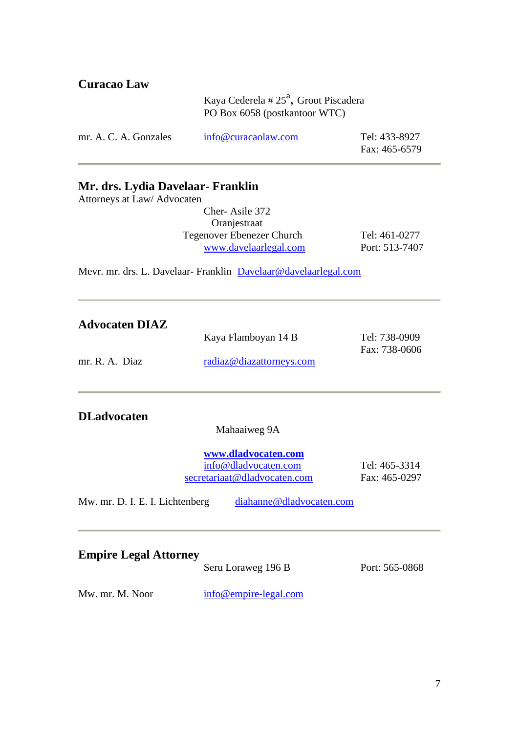## Curacao Law

Kaya Cederela # 25[a], Groot Piscadera
PO Box 6058 (postkantoor WTC)

mr. A. C. A. Gonzales    info@curacaolaw.com    Tel: 433-8927
Fax: 465-6579

---

## Mr. drs. Lydia Davelaar- Franklin

Attorneys at Law/ Advocaten

Cher- Asile 372
Oranjestraat
Tegenover Ebenezer Church    Tel: 461-0277
www.davelaarlegal.com    Port: 513-7407

Mevr. mr. drs. L. Davelaar- Franklin  Davelaar@davelaarlegal.com

---

## Advocaten DIAZ

Kaya Flamboyan 14 B    Tel: 738-0909
Fax: 738-0606

mr. R. A.  Diaz    radiaz@diazattorneys.com

---

## DLadvocaten

Mahaaiweg 9A

**www.dladvocaten.com**
info@dladvocaten.com    Tel: 465-3314
secretariaat@dladvocaten.com    Fax: 465-0297

Mw. mr. D. I. E. I. Lichtenberg    diahanne@dladvocaten.com

---

## Empire Legal Attorney

Seru Loraweg 196 B    Port: 565-0868

Mw. mr. M. Noor    info@empire-legal.com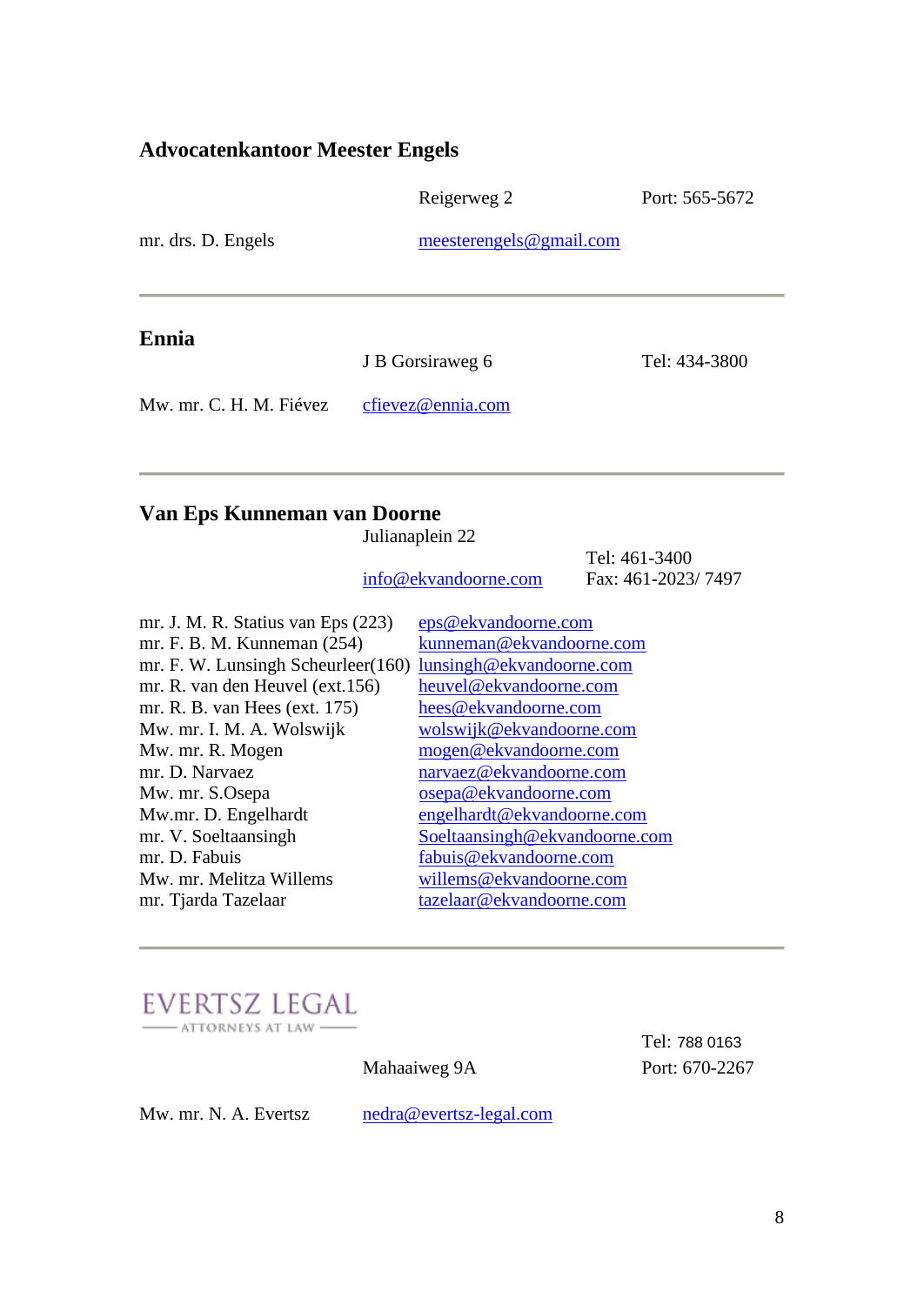### Advocatenkantoor Meester Engels

| | | |
|---|---|---|
| | Reigerweg 2 | Port: 565-5672 |
| mr. drs. D. Engels | meesterengels@gmail.com | |

---

### Ennia

| | | |
|---|---|---|
| | J B Gorsiraweg 6 | Tel: 434-3800 |
| Mw. mr. C. H. M. Fiévez | cfievez@ennia.com | |

---

### Van Eps Kunneman van Doorne

Julianaplein 22

info@ekvandoorne.com

Tel: 461-3400
Fax: 461-2023/ 7497

| | |
|---|---|
| mr. J. M. R. Statius van Eps (223) | eps@ekvandoorne.com |
| mr. F. B. M. Kunneman (254) | kunneman@ekvandoorne.com |
| mr. F. W. Lunsingh Scheurleer(160) | lunsingh@ekvandoorne.com |
| mr. R. van den Heuvel (ext.156) | heuvel@ekvandoorne.com |
| mr. R. B. van Hees (ext. 175) | hees@ekvandoorne.com |
| Mw. mr. I. M. A. Wolswijk | wolswijk@ekvandoorne.com |
| Mw. mr. R. Mogen | mogen@ekvandoorne.com |
| mr. D. Narvaez | narvaez@ekvandoorne.com |
| Mw. mr. S.Osepa | osepa@ekvandoorne.com |
| Mw.mr. D. Engelhardt | engelhardt@ekvandoorne.com |
| mr. V. Soeltaansingh | Soeltaansingh@ekvandoorne.com |
| mr. D. Fabuis | fabuis@ekvandoorne.com |
| Mw. mr. Melitza Willems | willems@ekvandoorne.com |
| mr. Tjarda Tazelaar | tazelaar@ekvandoorne.com |

---

### EVERTSZ LEGAL

ATTORNEYS AT LAW

| | | |
|---|---|---|
| | | Tel: 788 0163 |
| | Mahaaiweg 9A | Port: 670-2267 |
| Mw. mr. N. A. Evertsz | nedra@evertsz-legal.com | |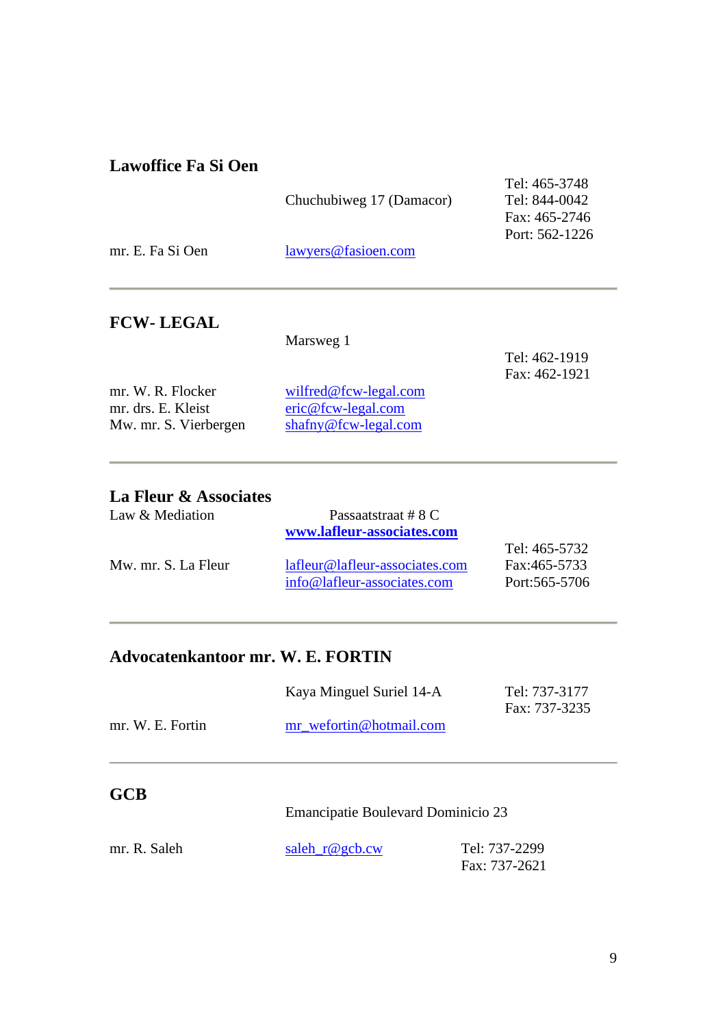### Lawoffice Fa Si Oen

Chuchubiweg 17 (Damacor)

Tel: 465-3748
Tel: 844-0042
Fax: 465-2746
Port: 562-1226

mr. E. Fa Si Oen — lawyers@fasioen.com

---

### FCW- LEGAL

Marsweg 1

Tel: 462-1919
Fax: 462-1921

mr. W. R. Flocker — wilfred@fcw-legal.com
mr. drs. E. Kleist — eric@fcw-legal.com
Mw. mr. S. Vierbergen — shafny@fcw-legal.com

---

### La Fleur & Associates

Law & Mediation

Passaatstraat # 8 C
**www.lafleur-associates.com**

Tel: 465-5732
Fax:465-5733
Port:565-5706

Mw. mr. S. La Fleur — lafleur@lafleur-associates.com
info@lafleur-associates.com

---

### Advocatenkantoor mr. W. E. FORTIN

Kaya Minguel Suriel 14-A

Tel: 737-3177
Fax: 737-3235

mr. W. E. Fortin — mr_wefortin@hotmail.com

---

### GCB

Emancipatie Boulevard Dominicio 23

mr. R. Saleh — saleh_r@gcb.cw

Tel: 737-2299
Fax: 737-2621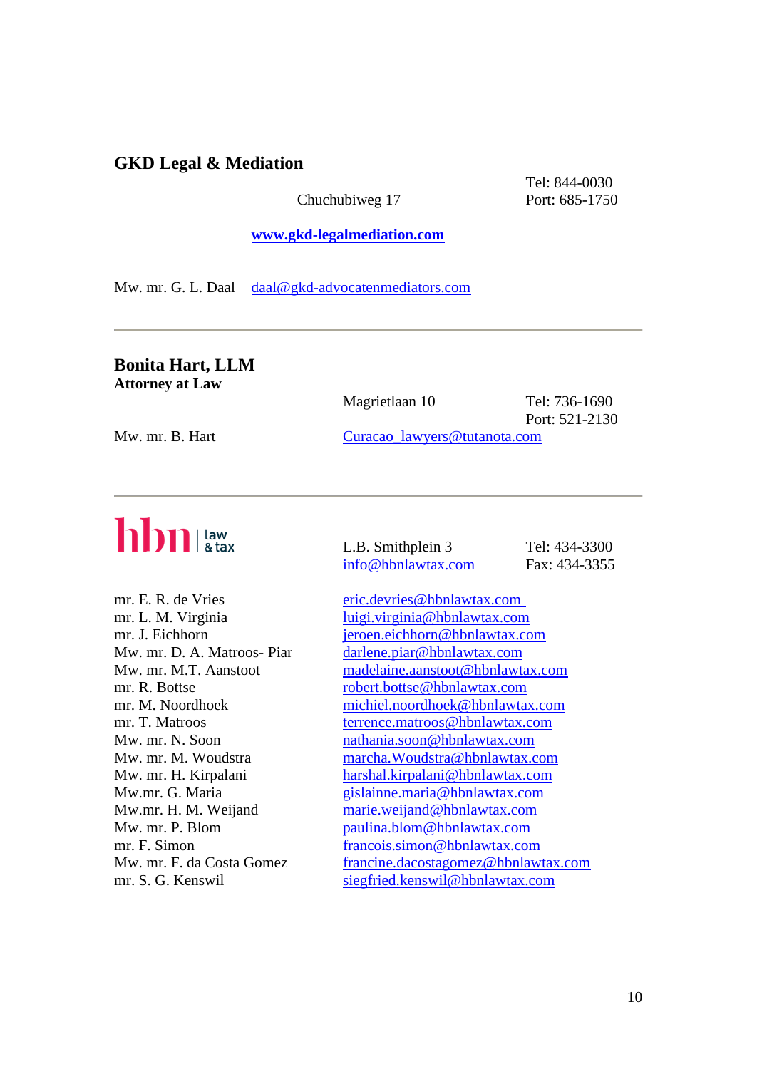## GKD Legal & Mediation

Chuchubiweg 17

Tel: 844-0030
Port: 685-1750

**www.gkd-legalmediation.com**

Mw. mr. G. L. Daal daal@gkd-advocatenmediators.com

---

## Bonita Hart, LLM

**Attorney at Law**

Magrietlaan 10

Tel: 736-1690
Port: 521-2130

Mw. mr. B. Hart Curacao_lawyers@tutanota.com

---

## hbn law & tax

L.B. Smithplein 3
info@hbnlawtax.com

Tel: 434-3300
Fax: 434-3355

| | |
|---|---|
| mr. E. R. de Vries | eric.devries@hbnlawtax.com |
| mr. L. M. Virginia | luigi.virginia@hbnlawtax.com |
| mr. J. Eichhorn | jeroen.eichhorn@hbnlawtax.com |
| Mw. mr. D. A. Matroos- Piar | darlene.piar@hbnlawtax.com |
| Mw. mr. M.T. Aanstoot | madelaine.aanstoot@hbnlawtax.com |
| mr. R. Bottse | robert.bottse@hbnlawtax.com |
| mr. M. Noordhoek | michiel.noordhoek@hbnlawtax.com |
| mr. T. Matroos | terrence.matroos@hbnlawtax.com |
| Mw. mr. N. Soon | nathania.soon@hbnlawtax.com |
| Mw. mr. M. Woudstra | marcha.Woudstra@hbnlawtax.com |
| Mw. mr. H. Kirpalani | harshal.kirpalani@hbnlawtax.com |
| Mw.mr. G. Maria | gislainne.maria@hbnlawtax.com |
| Mw.mr. H. M. Weijand | marie.weijand@hbnlawtax.com |
| Mw. mr. P. Blom | paulina.blom@hbnlawtax.com |
| mr. F. Simon | francois.simon@hbnlawtax.com |
| Mw. mr. F. da Costa Gomez | francine.dacostagomez@hbnlawtax.com |
| mr. S. G. Kenswil | siegfried.kenswil@hbnlawtax.com |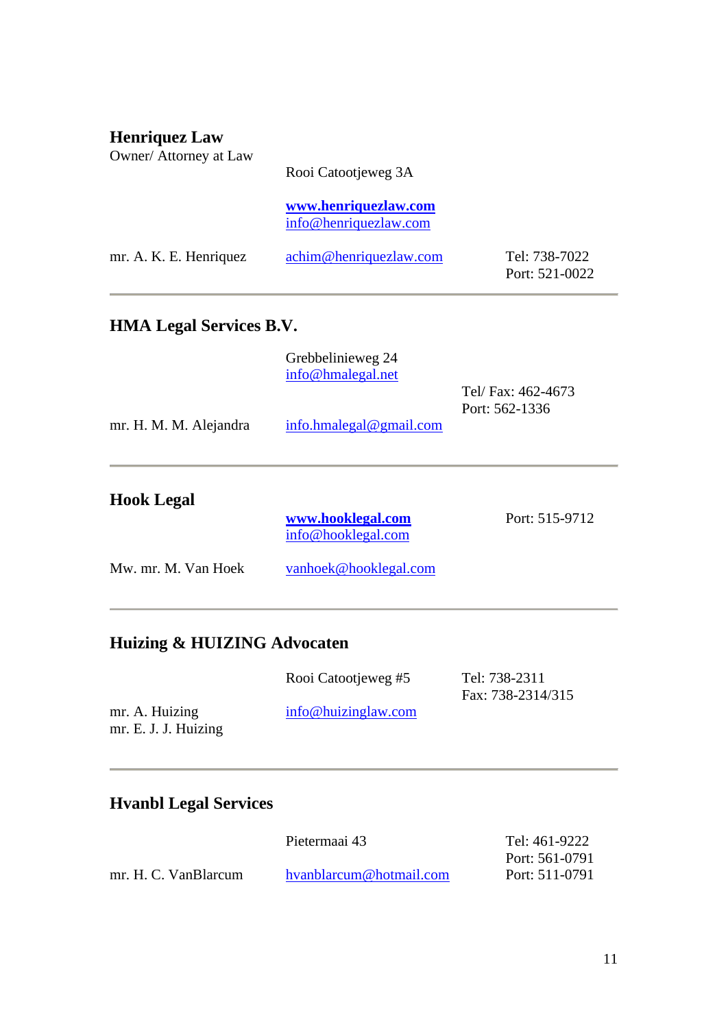## Henriquez Law

Owner/ Attorney at Law

Rooi Catootjeweg 3A

**www.henriquezlaw.com**
info@henriquezlaw.com

mr. A. K. E. Henriquez — achim@henriquezlaw.com — Tel: 738-7022
Port: 521-0022

---

## HMA Legal Services B.V.

Grebbelinieweg 24
info@hmalegal.net

Tel/ Fax: 462-4673
Port: 562-1336

mr. H. M. M. Alejandra — info.hmalegal@gmail.com

---

## Hook Legal

**www.hooklegal.com**
info@hooklegal.com

Port: 515-9712

Mw. mr. M. Van Hoek — vanhoek@hooklegal.com

---

## Huizing & HUIZING Advocaten

Rooi Catootjeweg #5

Tel: 738-2311
Fax: 738-2314/315

mr. A. Huizing
mr. E. J. J. Huizing

info@huizinglaw.com

---

## Hvanbl Legal Services

Pietermaai 43

Tel: 461-9222
Port: 561-0791
Port: 511-0791

mr. H. C. VanBlarcum — hvanblarcum@hotmail.com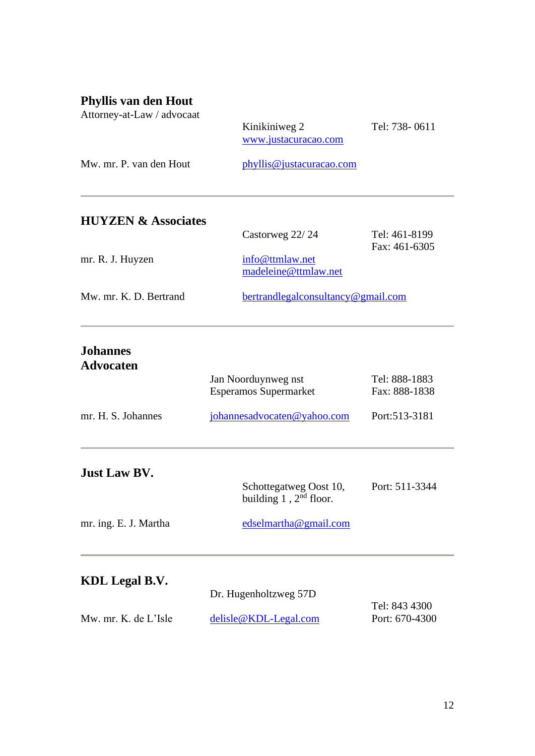**Phyllis van den Hout**
Attorney-at-Law / advocaat

| | | |
|---|---|---|
| | Kinikiniweg 2<br>www.justacuracao.com | Tel: 738- 0611 |
| Mw. mr. P. van den Hout | phyllis@justacuracao.com | |

---

**HUYZEN & Associates**

| | | |
|---|---|---|
| | Castorweg 22/ 24 | Tel: 461-8199<br>Fax: 461-6305 |
| mr. R. J. Huyzen | info@ttmlaw.net<br>madeleine@ttmlaw.net | |
| Mw. mr. K. D. Bertrand | bertrandlegalconsultancy@gmail.com | |

---

**Johannes Advocaten**

| | | |
|---|---|---|
| | Jan Noorduynweg nst<br>Esperamos Supermarket | Tel: 888-1883<br>Fax: 888-1838 |
| mr. H. S. Johannes | johannesadvocaten@yahoo.com | Port:513-3181 |

---

**Just Law BV.**

| | | |
|---|---|---|
| | Schottegatweg Oost 10, building 1 , 2nd floor. | Port: 511-3344 |
| mr. ing. E. J. Martha | edselmartha@gmail.com | |

---

**KDL Legal B.V.**

| | | |
|---|---|---|
| | Dr. Hugenholtzweg 57D | |
| Mw. mr. K. de L'Isle | delisle@KDL-Legal.com | Tel: 843 4300<br>Port: 670-4300 |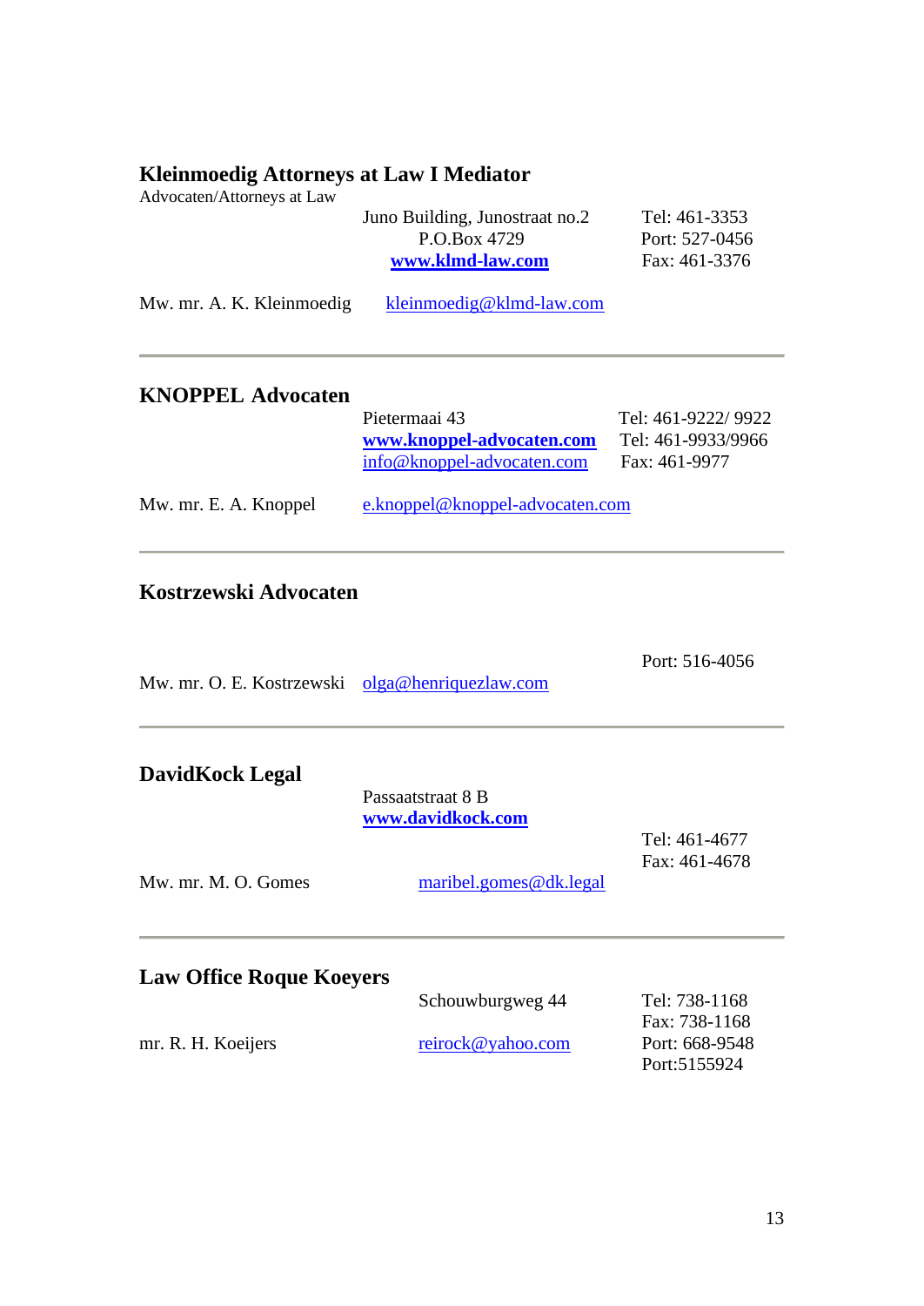## Kleinmoedig Attorneys at Law I Mediator

Advocaten/Attorneys at Law

Juno Building, Junostraat no.2
P.O.Box 4729
**www.klmd-law.com**

Tel: 461-3353
Port: 527-0456
Fax: 461-3376

Mw. mr. A. K. Kleinmoedig — kleinmoedig@klmd-law.com

---

## KNOPPEL Advocaten

Pietermaai 43
**www.knoppel-advocaten.com**
info@knoppel-advocaten.com

Tel: 461-9222/ 9922
Tel: 461-9933/9966
Fax: 461-9977

Mw. mr. E. A. Knoppel — e.knoppel@knoppel-advocaten.com

---

## Kostrzewski Advocaten

Port: 516-4056

Mw. mr. O. E. Kostrzewski — olga@henriquezlaw.com

---

## DavidKock Legal

Passaatstraat 8 B
**www.davidkock.com**

Tel: 461-4677
Fax: 461-4678

Mw. mr. M. O. Gomes — maribel.gomes@dk.legal

---

## Law Office Roque Koeyers

Schouwburgweg 44

Tel: 738-1168
Fax: 738-1168
Port: 668-9548
Port:5155924

mr. R. H. Koeijers — reirock@yahoo.com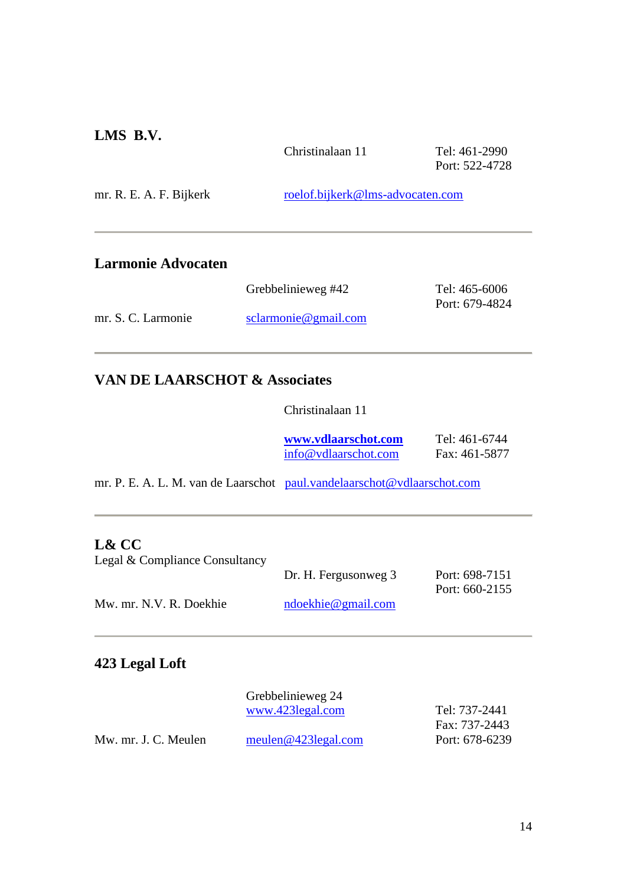**LMS B.V.**

Christinalaan 11

Tel: 461-2990
Port: 522-4728

mr. R. E. A. F. Bijkerk

roelof.bijkerk@lms-advocaten.com

---

**Larmonie Advocaten**

Grebbelinieweg #42

Tel: 465-6006
Port: 679-4824

mr. S. C. Larmonie

sclarmonie@gmail.com

---

**VAN DE LAARSCHOT & Associates**

Christinalaan 11

**www.vdlaarschot.com**
info@vdlaarschot.com

Tel: 461-6744
Fax: 461-5877

mr. P. E. A. L. M. van de Laarschot paul.vandelaarschot@vdlaarschot.com

---

**L& CC**
Legal & Compliance Consultancy

Dr. H. Fergusonweg 3

Port: 698-7151
Port: 660-2155

Mw. mr. N.V. R. Doekhie

ndoekhie@gmail.com

---

**423 Legal Loft**

Grebbelinieweg 24
www.423legal.com

Tel: 737-2441
Fax: 737-2443
Port: 678-6239

Mw. mr. J. C. Meulen

meulen@423legal.com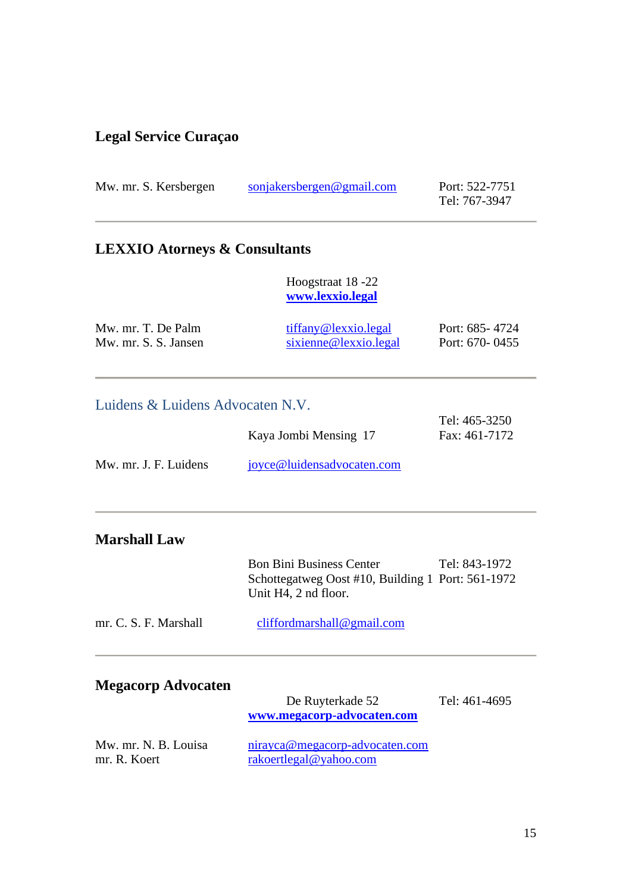## Legal Service Curaçao

Mw. mr. S. Kersbergen sonjakersbergen@gmail.com Port: 522-7751
Tel: 767-3947

---

## LEXXIO Atorneys & Consultants

Hoogstraat 18 -22
**www.lexxio.legal**

Mw. mr. T. De Palm tiffany@lexxio.legal Port: 685- 4724
Mw. mr. S. S. Jansen sixienne@lexxio.legal Port: 670- 0455

---

## Luidens & Luidens Advocaten N.V.

Kaya Jombi Mensing 17
Tel: 465-3250
Fax: 461-7172

Mw. mr. J. F. Luidens joyce@luidensadvocaten.com

---

## Marshall Law

Bon Bini Business Center
Schottegatweg Oost #10, Building 1
Unit H4, 2 nd floor.
Tel: 843-1972
Port: 561-1972

mr. C. S. F. Marshall cliffordmarshall@gmail.com

---

## Megacorp Advocaten

De Ruyterkade 52 Tel: 461-4695
**www.megacorp-advocaten.com**

Mw. mr. N. B. Louisa nirayca@megacorp-advocaten.com
mr. R. Koert rakoertlegal@yahoo.com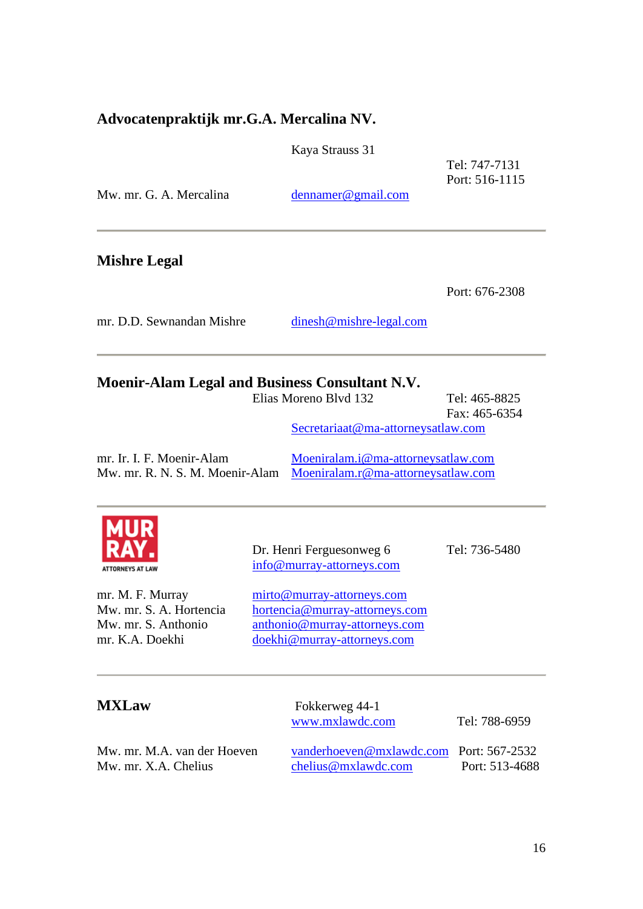### Advocatenpraktijk mr.G.A. Mercalina NV.

Kaya Strauss 31

Tel: 747-7131
Port: 516-1115

Mw. mr. G. A. Mercalina — dennamer@gmail.com

---

### Mishre Legal

Port: 676-2308

mr. D.D. Sewnandan Mishre — dinesh@mishre-legal.com

---

### Moenir-Alam Legal and Business Consultant N.V.

Elias Moreno Blvd 132

Tel: 465-8825
Fax: 465-6354

Secretariaat@ma-attorneysatlaw.com

mr. Ir. I. F. Moenir-Alam — Moeniralam.i@ma-attorneysatlaw.com
Mw. mr. R. N. S. M. Moenir-Alam — Moeniralam.r@ma-attorneysatlaw.com

---

MUR RAY. ATTORNEYS AT LAW

Dr. Henri Ferguesonweg 6
info@murray-attorneys.com

Tel: 736-5480

mr. M. F. Murray — mirto@murray-attorneys.com
Mw. mr. S. A. Hortencia — hortencia@murray-attorneys.com
Mw. mr. S. Anthonio — anthonio@murray-attorneys.com
mr. K.A. Doekhi — doekhi@murray-attorneys.com

---

### MXLaw

Fokkerweg 44-1
www.mxlawdc.com

Tel: 788-6959

Mw. mr. M.A. van der Hoeven — vanderhoeven@mxlawdc.com — Port: 567-2532
Mw. mr. X.A. Chelius — chelius@mxlawdc.com — Port: 513-4688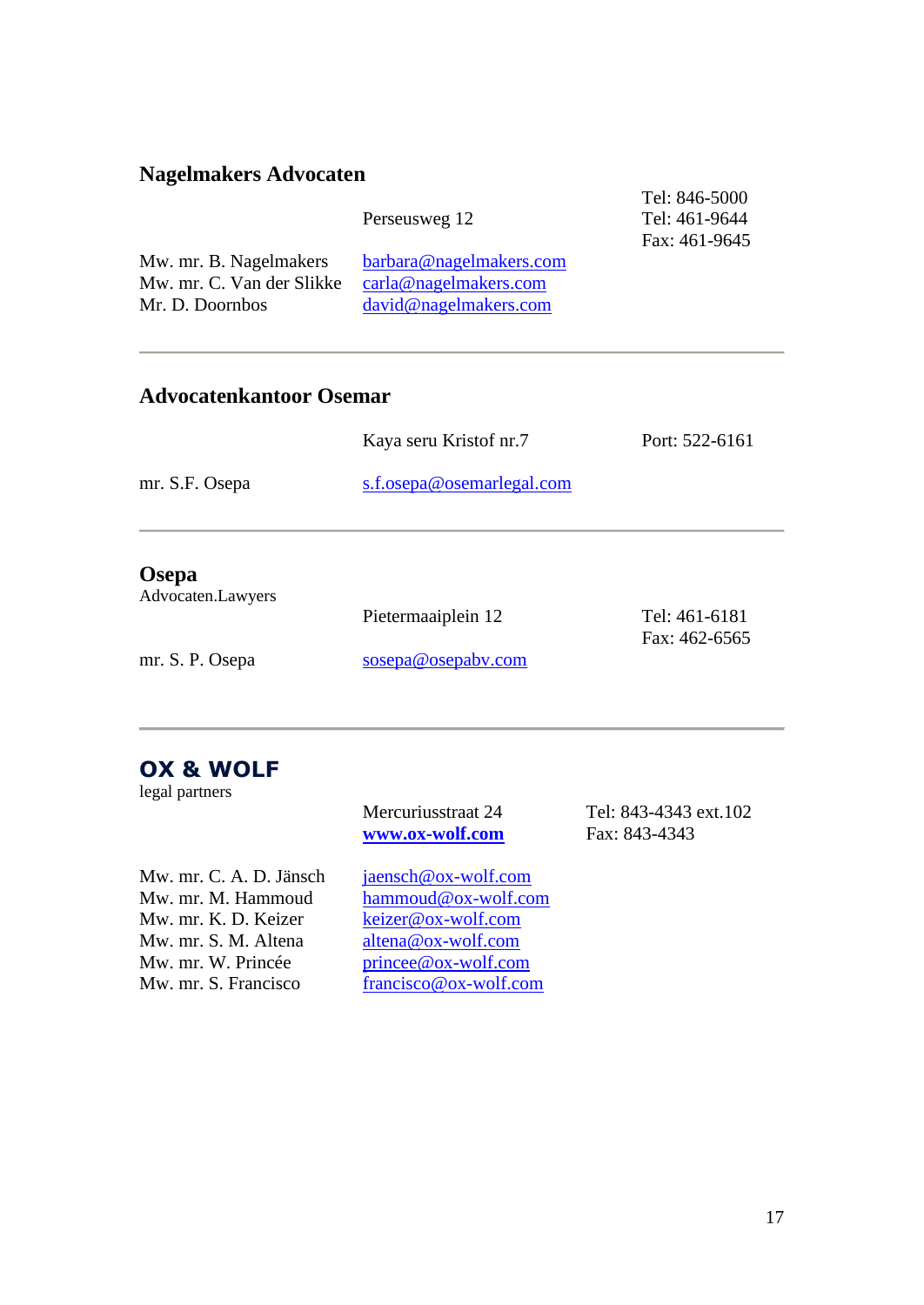## Nagelmakers Advocaten

| | | |
|---|---|---|
| | Perseusweg 12 | Tel: 846-5000<br>Tel: 461-9644<br>Fax: 461-9645 |
| Mw. mr. B. Nagelmakers | barbara@nagelmakers.com | |
| Mw. mr. C. Van der Slikke | carla@nagelmakers.com | |
| Mr. D. Doornbos | david@nagelmakers.com | |

---

## Advocatenkantoor Osemar

| | | |
|---|---|---|
| | Kaya seru Kristof nr.7 | Port: 522-6161 |
| mr. S.F. Osepa | s.f.osepa@osemarlegal.com | |

---

## Osepa

Advocaten.Lawyers

| | | |
|---|---|---|
| | Pietermaaiplein 12 | Tel: 461-6181<br>Fax: 462-6565 |
| mr. S. P. Osepa | sosepa@osepabv.com | |

---

## OX & WOLF

legal partners

| | | |
|---|---|---|
| | Mercuriusstraat 24<br>**www.ox-wolf.com** | Tel: 843-4343 ext.102<br>Fax: 843-4343 |
| Mw. mr. C. A. D. Jänsch | jaensch@ox-wolf.com | |
| Mw. mr. M. Hammoud | hammoud@ox-wolf.com | |
| Mw. mr. K. D. Keizer | keizer@ox-wolf.com | |
| Mw. mr. S. M. Altena | altena@ox-wolf.com | |
| Mw. mr. W. Princée | princee@ox-wolf.com | |
| Mw. mr. S. Francisco | francisco@ox-wolf.com | |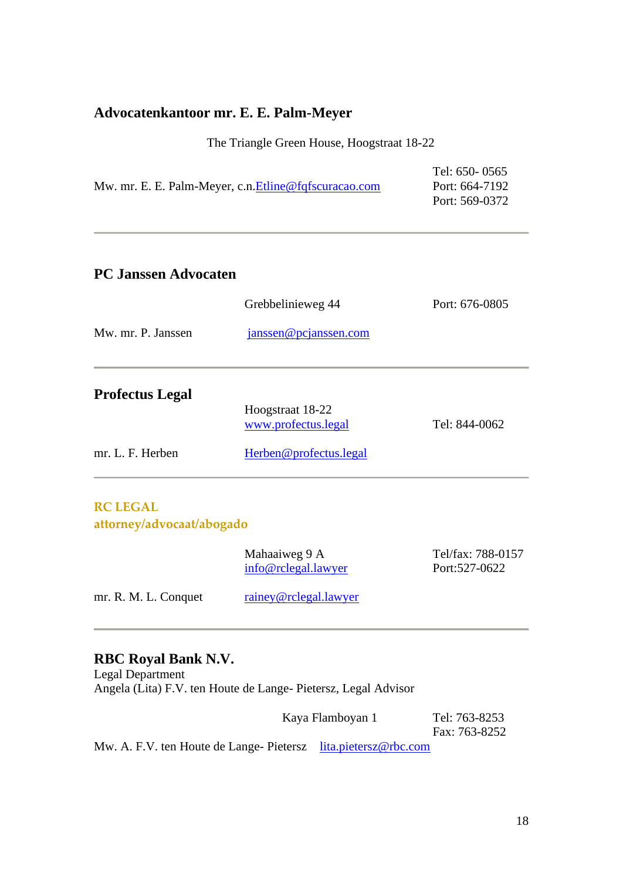## Advocatenkantoor mr. E. E. Palm-Meyer

The Triangle Green House, Hoogstraat 18-22

Mw. mr. E. E. Palm-Meyer, c.n.Etline@fqfscuracao.com

Tel: 650- 0565
Port: 664-7192
Port: 569-0372

---

## PC Janssen Advocaten

Grebbelinieweg 44

Port: 676-0805

Mw. mr. P. Janssen

janssen@pcjanssen.com

---

## Profectus Legal

Hoogstraat 18-22
www.profectus.legal

Tel: 844-0062

mr. L. F. Herben

Herben@profectus.legal

---

## RC LEGAL
## attorney/advocaat/abogado

Mahaaiweg 9 A
info@rclegal.lawyer

Tel/fax: 788-0157
Port:527-0622

mr. R. M. L. Conquet

rainey@rclegal.lawyer

---

## RBC Royal Bank N.V.

Legal Department
Angela (Lita) F.V. ten Houte de Lange- Pietersz, Legal Advisor

Kaya Flamboyan 1

Tel: 763-8253
Fax: 763-8252

Mw. A. F.V. ten Houte de Lange- Pietersz lita.pietersz@rbc.com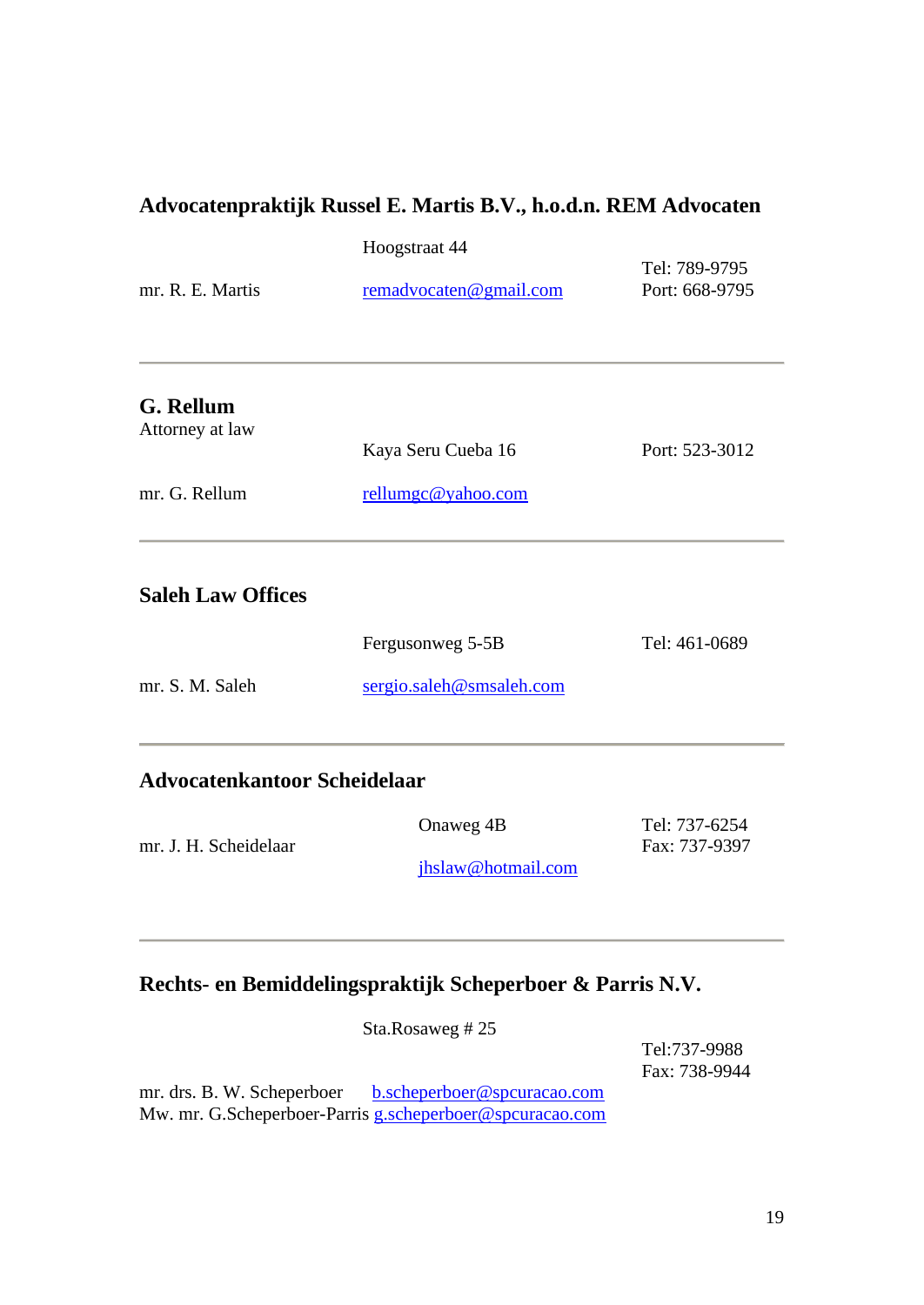**Advocatenpraktijk Russel E. Martis B.V., h.o.d.n. REM Advocaten**

Hoogstraat 44

mr. R. E. Martis

remadvocaten@gmail.com

Tel: 789-9795
Port: 668-9795

---

**G. Rellum**
Attorney at law

Kaya Seru Cueba 16

Port: 523-3012

mr. G. Rellum

rellumgc@yahoo.com

---

**Saleh Law Offices**

Fergusonweg 5-5B

Tel: 461-0689

mr. S. M. Saleh

sergio.saleh@smsaleh.com

---

**Advocatenkantoor Scheidelaar**

mr. J. H. Scheidelaar

Onaweg 4B

jhslaw@hotmail.com

Tel: 737-6254
Fax: 737-9397

---

**Rechts- en Bemiddelingspraktijk Scheperboer & Parris N.V.**

Sta.Rosaweg # 25

Tel:737-9988
Fax: 738-9944

mr. drs. B. W. Scheperboer b.scheperboer@spcuracao.com
Mw. mr. G.Scheperboer-Parris g.scheperboer@spcuracao.com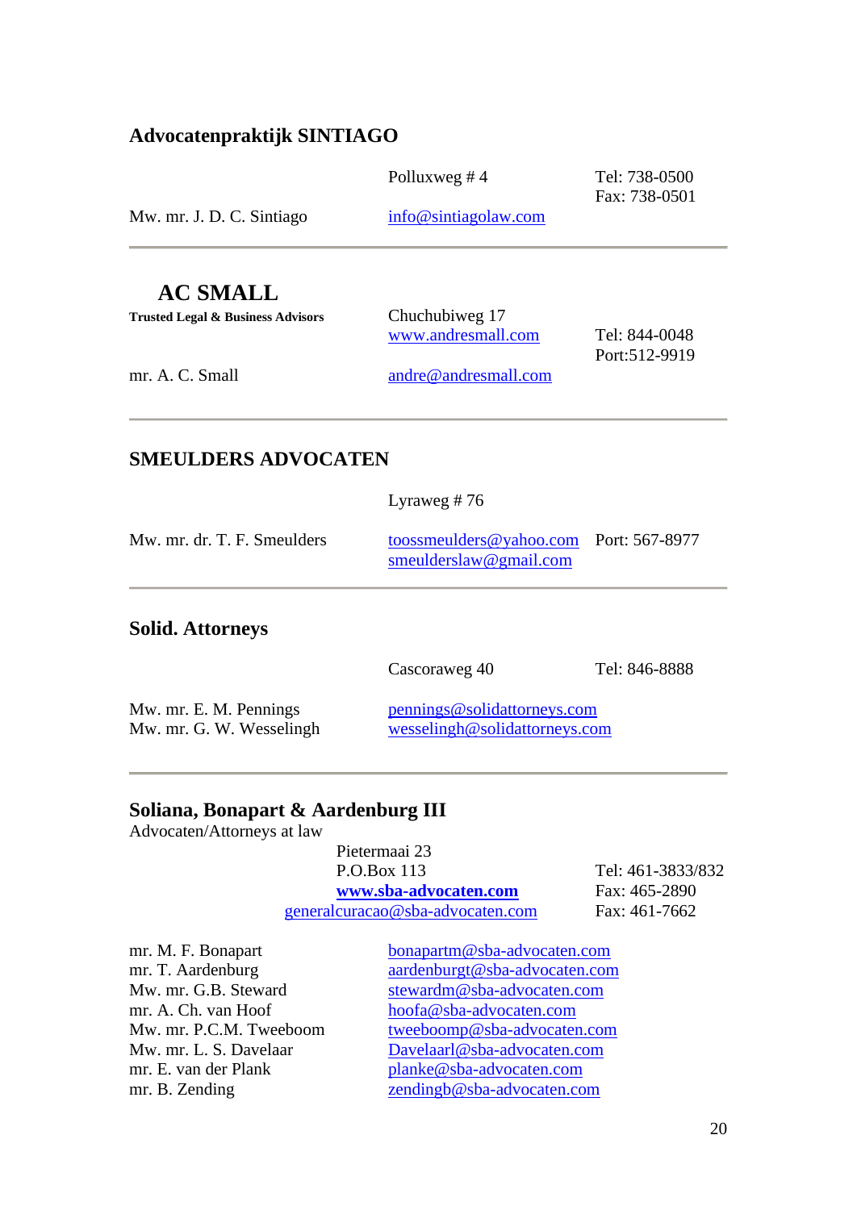## Advocatenpraktijk SINTIAGO

| | | |
|---|---|---|
| | Polluxweg # 4 | Tel: 738-0500<br>Fax: 738-0501 |
| Mw. mr. J. D. C. Sintiago | info@sintiagolaw.com | |

---

## AC SMALL

**Trusted Legal & Business Advisors**

| | | |
|---|---|---|
| | Chuchubiweg 17<br>www.andresmall.com | Tel: 844-0048<br>Port:512-9919 |
| mr. A. C. Small | andre@andresmall.com | |

---

## SMEULDERS ADVOCATEN

| | | |
|---|---|---|
| | Lyraweg # 76 | |
| Mw. mr. dr. T. F. Smeulders | toossmeulders@yahoo.com<br>smeulderslaw@gmail.com | Port: 567-8977 |

---

## Solid. Attorneys

| | | |
|---|---|---|
| | Cascoraweg 40 | Tel: 846-8888 |
| Mw. mr. E. M. Pennings<br>Mw. mr. G. W. Wesselingh | pennings@solidattorneys.com<br>wesselingh@solidattorneys.com | |

---

## Soliana, Bonapart & Aardenburg III

Advocaten/Attorneys at law

Pietermaai 23
P.O.Box 113
**www.sba-advocaten.com**
generalcuracao@sba-advocaten.com

Tel: 461-3833/832
Fax: 465-2890
Fax: 461-7662

| | |
|---|---|
| mr. M. F. Bonapart | bonapartm@sba-advocaten.com |
| mr. T. Aardenburg | aardenburgt@sba-advocaten.com |
| Mw. mr. G.B. Steward | stewardm@sba-advocaten.com |
| mr. A. Ch. van Hoof | hoofa@sba-advocaten.com |
| Mw. mr. P.C.M. Tweeboom | tweeboomp@sba-advocaten.com |
| Mw. mr. L. S. Davelaar | Davelaarl@sba-advocaten.com |
| mr. E. van der Plank | planke@sba-advocaten.com |
| mr. B. Zending | zendingb@sba-advocaten.com |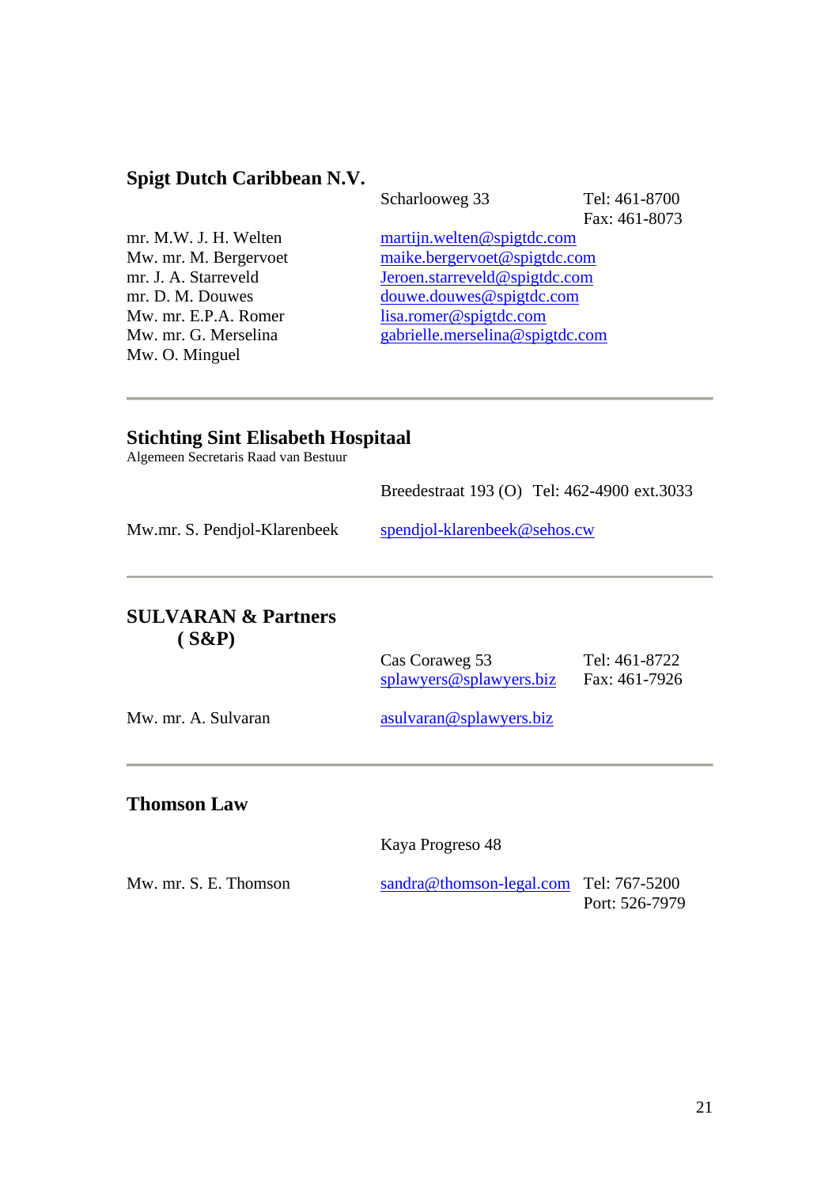## Spigt Dutch Caribbean N.V.

| | | |
|---|---|---|
| | Scharlooweg 33 | Tel: 461-8700<br>Fax: 461-8073 |
| mr. M.W. J. H. Welten | martijn.welten@spigtdc.com | |
| Mw. mr. M. Bergervoet | maike.bergervoet@spigtdc.com | |
| mr. J. A. Starreveld | Jeroen.starreveld@spigtdc.com | |
| mr. D. M. Douwes | douwe.douwes@spigtdc.com | |
| Mw. mr. E.P.A. Romer | lisa.romer@spigtdc.com | |
| Mw. mr. G. Merselina | gabrielle.merselina@spigtdc.com | |
| Mw. O. Minguel | | |

---

## Stichting Sint Elisabeth Hospitaal

Algemeen Secretaris Raad van Bestuur

| | | |
|---|---|---|
| | Breedestraat 193 (O) | Tel: 462-4900 ext.3033 |
| Mw.mr. S. Pendjol-Klarenbeek | spendjol-klarenbeek@sehos.cw | |

---

## SULVARAN & Partners ( S&P)

| | | |
|---|---|---|
| | Cas Coraweg 53<br>splawyers@splawyers.biz | Tel: 461-8722<br>Fax: 461-7926 |
| Mw. mr. A. Sulvaran | asulvaran@splawyers.biz | |

---

## Thomson Law

| | | |
|---|---|---|
| | Kaya Progreso 48 | |
| Mw. mr. S. E. Thomson | sandra@thomson-legal.com | Tel: 767-5200<br>Port: 526-7979 |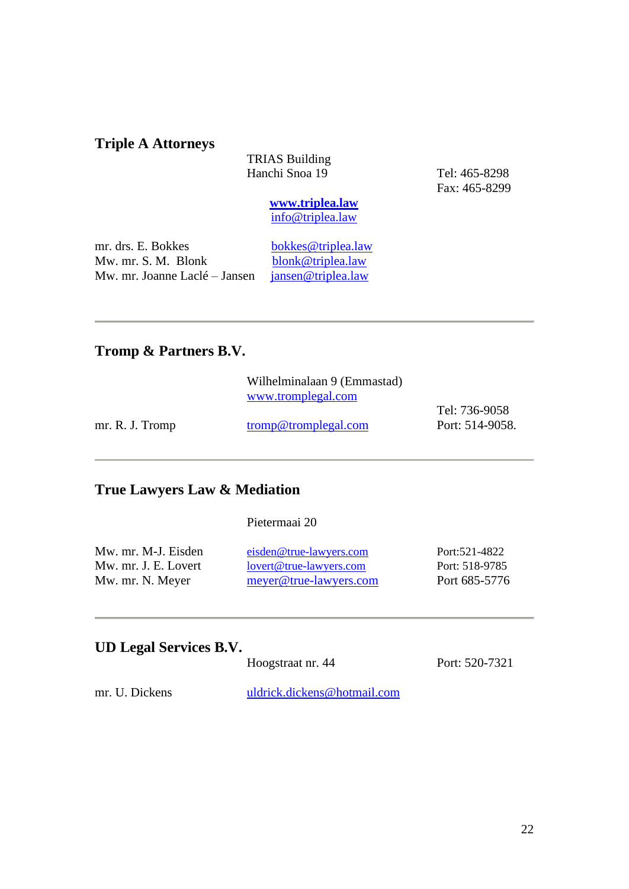## Triple A Attorneys

TRIAS Building
Hanchi Snoa 19

Tel: 465-8298
Fax: 465-8299

**www.triplea.law**
info@triplea.law

| | | |
|---|---|---|
| mr. drs. E. Bokkes | bokkes@triplea.law | |
| Mw. mr. S. M. Blonk | blonk@triplea.law | |
| Mw. mr. Joanne Laclé – Jansen | jansen@triplea.law | |

---

## Tromp & Partners B.V.

Wilhelminalaan 9 (Emmastad)
www.tromplegal.com

| | | |
|---|---|---|
| mr. R. J. Tromp | tromp@tromplegal.com | Tel: 736-9058<br>Port: 514-9058. |

---

## True Lawyers Law & Mediation

Pietermaai 20

| | | |
|---|---|---|
| Mw. mr. M-J. Eisden | eisden@true-lawyers.com | Port:521-4822 |
| Mw. mr. J. E. Lovert | lovert@true-lawyers.com | Port: 518-9785 |
| Mw. mr. N. Meyer | meyer@true-lawyers.com | Port 685-5776 |

---

## UD Legal Services B.V.

Hoogstraat nr. 44

Port: 520-7321

| | | |
|---|---|---|
| mr. U. Dickens | uldrick.dickens@hotmail.com | |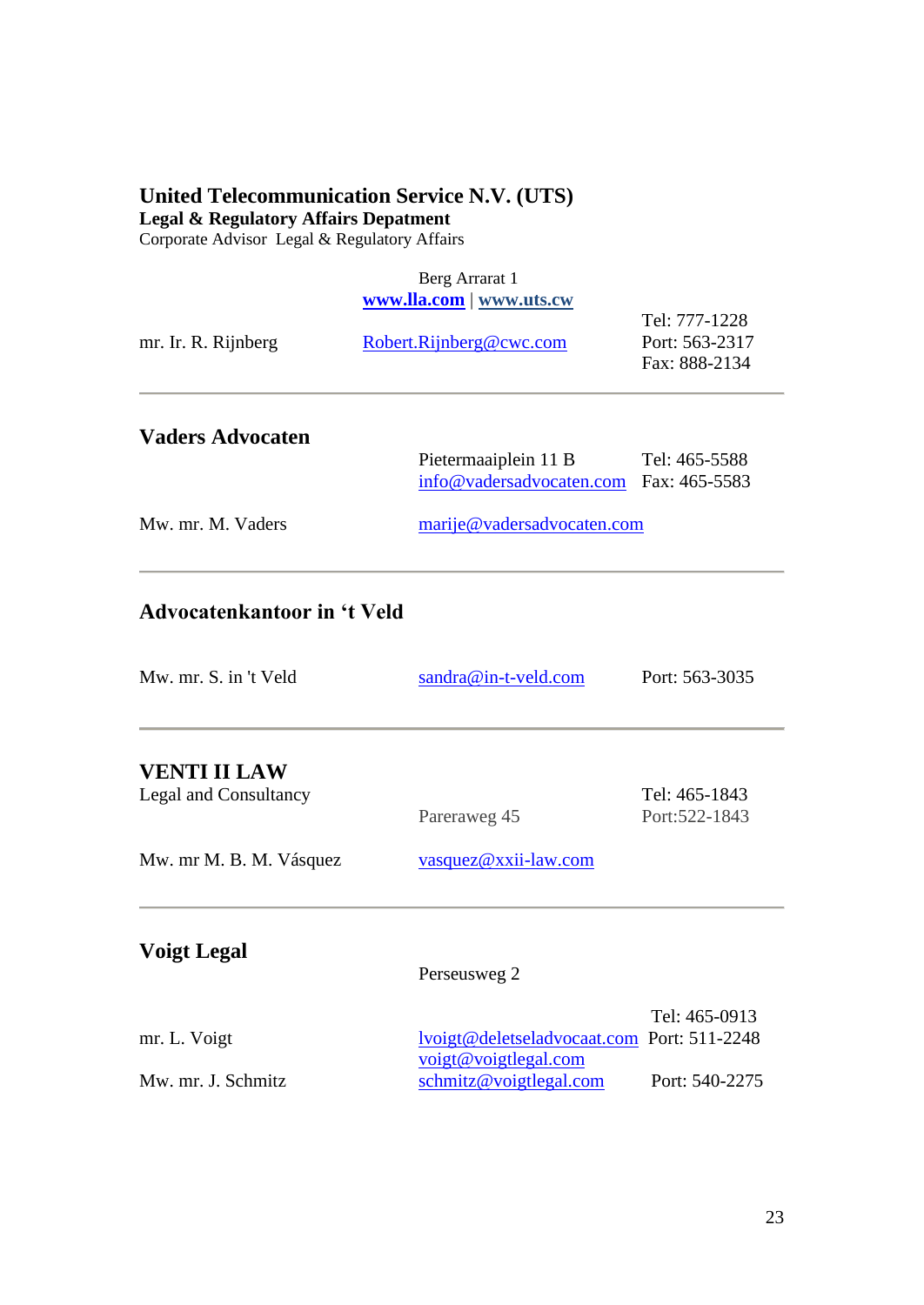## United Telecommunication Service N.V. (UTS)

**Legal & Regulatory Affairs Depatment**

Corporate Advisor Legal & Regulatory Affairs

| | | |
|---|---|---|
| | Berg Arrarat 1<br>**www.lla.com** \| **www.uts.cw** | |
| mr. Ir. R. Rijnberg | Robert.Rijnberg@cwc.com | Tel: 777-1228<br>Port: 563-2317<br>Fax: 888-2134 |

---

## Vaders Advocaten

| | | |
|---|---|---|
| | Pietermaaiplein 11 B<br>info@vadersadvocaten.com | Tel: 465-5588<br>Fax: 465-5583 |
| Mw. mr. M. Vaders | marije@vadersadvocaten.com | |

---

## Advocatenkantoor in ‘t Veld

| | | |
|---|---|---|
| Mw. mr. S. in 't Veld | sandra@in-t-veld.com | Port: 563-3035 |

---

## VENTI II LAW

Legal and Consultancy

| | | |
|---|---|---|
| | Pareraweg 45 | Tel: 465-1843<br>Port:522-1843 |
| Mw. mr M. B. M. Vásquez | vasquez@xxii-law.com | |

---

## Voigt Legal

| | | |
|---|---|---|
| | Perseusweg 2 | |
| mr. L. Voigt | lvoigt@deletseladvocaat.com<br>voigt@voigtlegal.com | Tel: 465-0913<br>Port: 511-2248 |
| Mw. mr. J. Schmitz | schmitz@voigtlegal.com | Port: 540-2275 |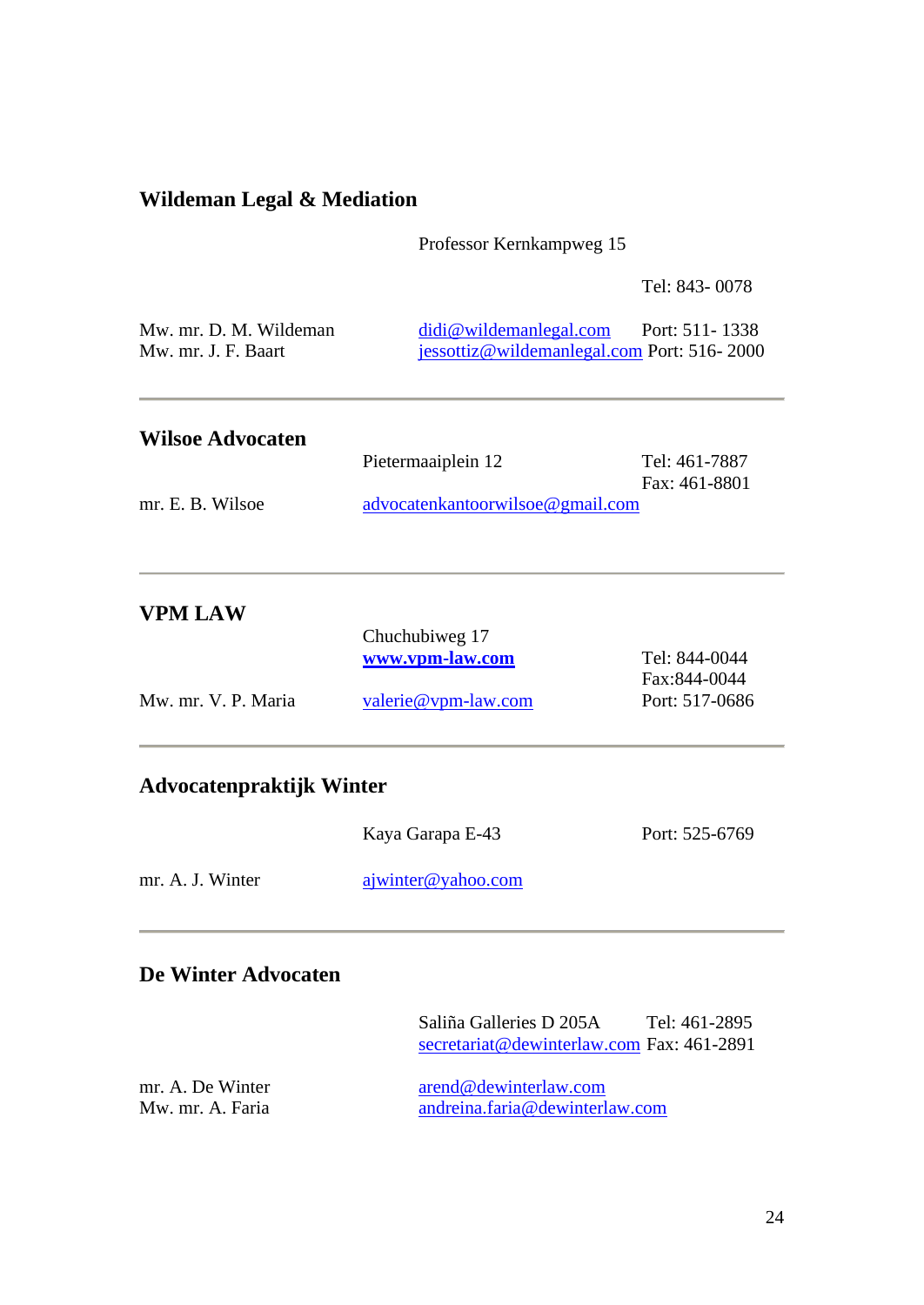## Wildeman Legal & Mediation

Professor Kernkampweg 15

Tel: 843- 0078

Mw. mr. D. M. Wildeman — didi@wildemanlegal.com — Port: 511- 1338
Mw. mr. J. F. Baart — jessottiz@wildemanlegal.com — Port: 516- 2000

---

## Wilsoe Advocaten

Pietermaaiplein 12 — Tel: 461-7887
Fax: 461-8801

mr. E. B. Wilsoe — advocatenkantoorwilsoe@gmail.com

---

## VPM LAW

Chuchubiweg 17
**www.vpm-law.com** — Tel: 844-0044
Fax:844-0044

Mw. mr. V. P. Maria — valerie@vpm-law.com — Port: 517-0686

---

## Advocatenpraktijk Winter

Kaya Garapa E-43 — Port: 525-6769

mr. A. J. Winter — ajwinter@yahoo.com

---

## De Winter Advocaten

Saliña Galleries D 205A — Tel: 461-2895
secretariat@dewinterlaw.com — Fax: 461-2891

mr. A. De Winter — arend@dewinterlaw.com
Mw. mr. A. Faria — andreina.faria@dewinterlaw.com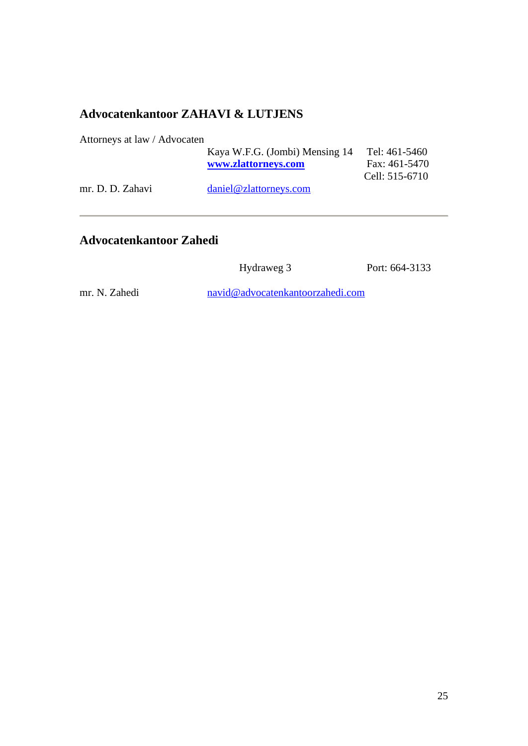## Advocatenkantoor ZAHAVI & LUTJENS

Attorneys at law / Advocaten

| | | |
|---|---|---|
| | Kaya W.F.G. (Jombi) Mensing 14 | Tel: 461-5460 |
| | **www.zlattorneys.com** | Fax: 461-5470 |
| | | Cell: 515-6710 |
| mr. D. D. Zahavi | daniel@zlattorneys.com | |

---

## Advocatenkantoor Zahedi

| | | |
|---|---|---|
| | Hydraweg 3 | Port: 664-3133 |
| mr. N. Zahedi | navid@advocatenkantoorzahedi.com | |